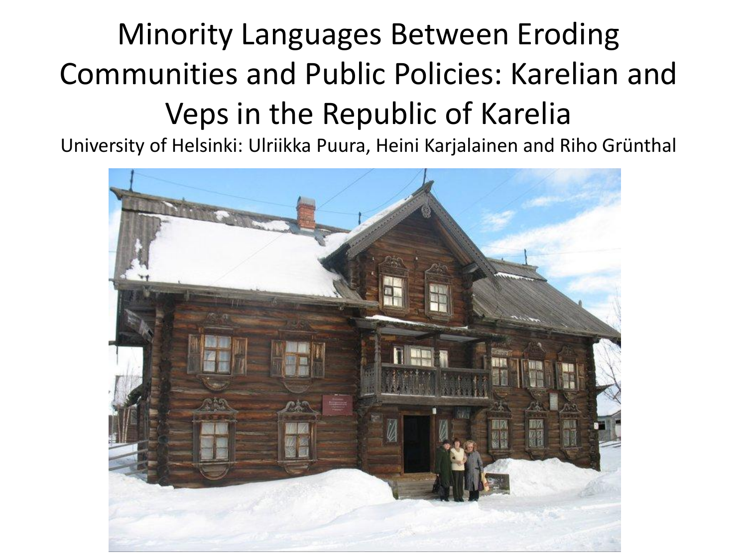# Minority Languages Between Eroding Communities and Public Policies: Karelian and Veps in the Republic of Karelia

University of Helsinki: Ulriikka Puura, Heini Karjalainen and Riho Grünthal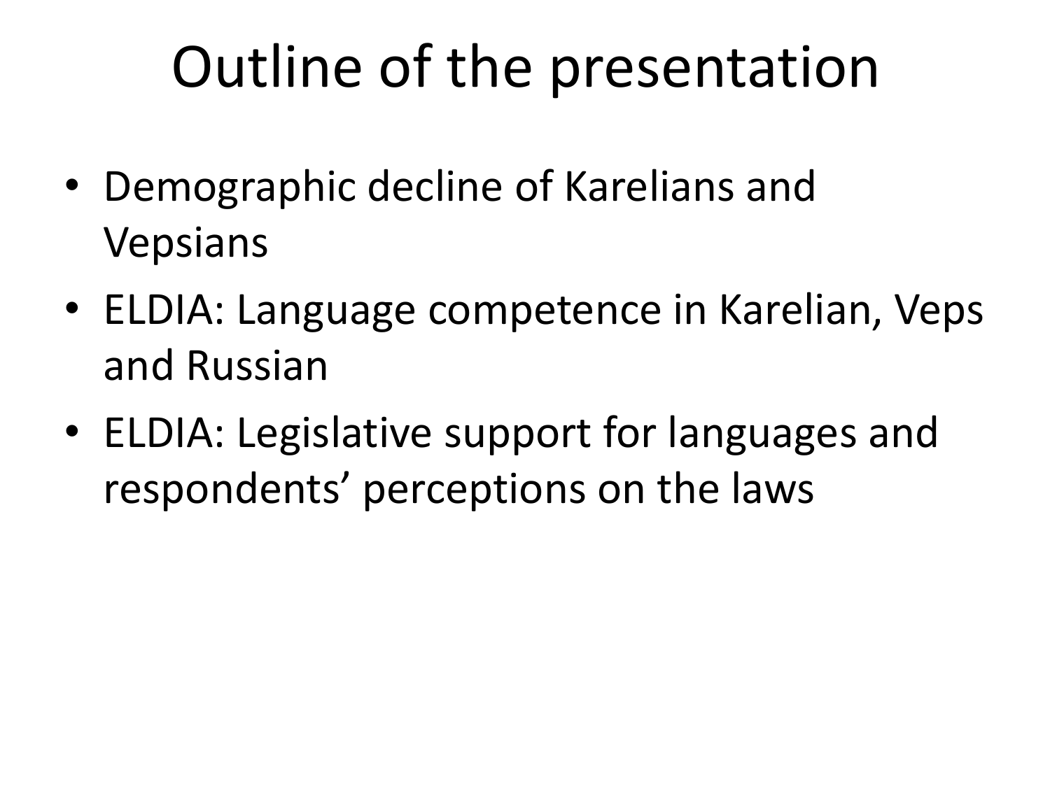# Outline of the presentation

- Demographic decline of Karelians and Vepsians
- ELDIA: Language competence in Karelian, Veps and Russian
- ELDIA: Legislative support for languages and respondents' perceptions on the laws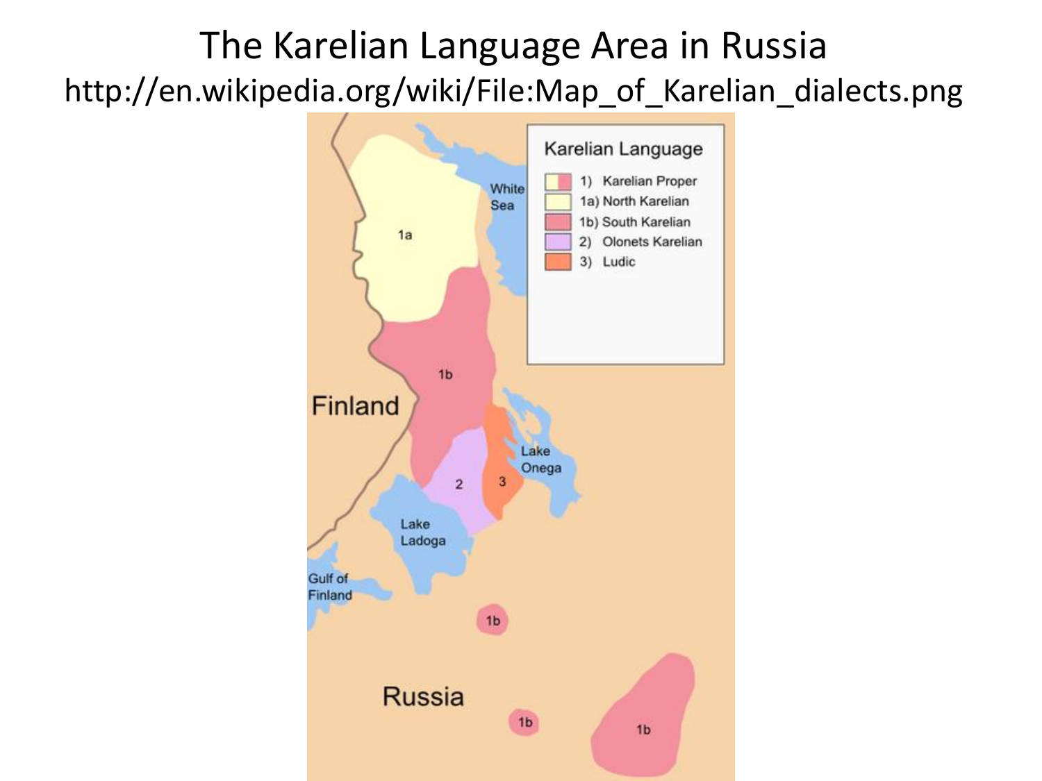# The Karelian Language Area in Russia

http://en.wikipedia.org/wiki/File:Map_of_Karelian_dialects.png

**Karelian Language**

- 1) Karelian Proper
- 1a) North Karelian
- 1b) South Karelian
- 2) Olonets Karelian
- 3) Ludic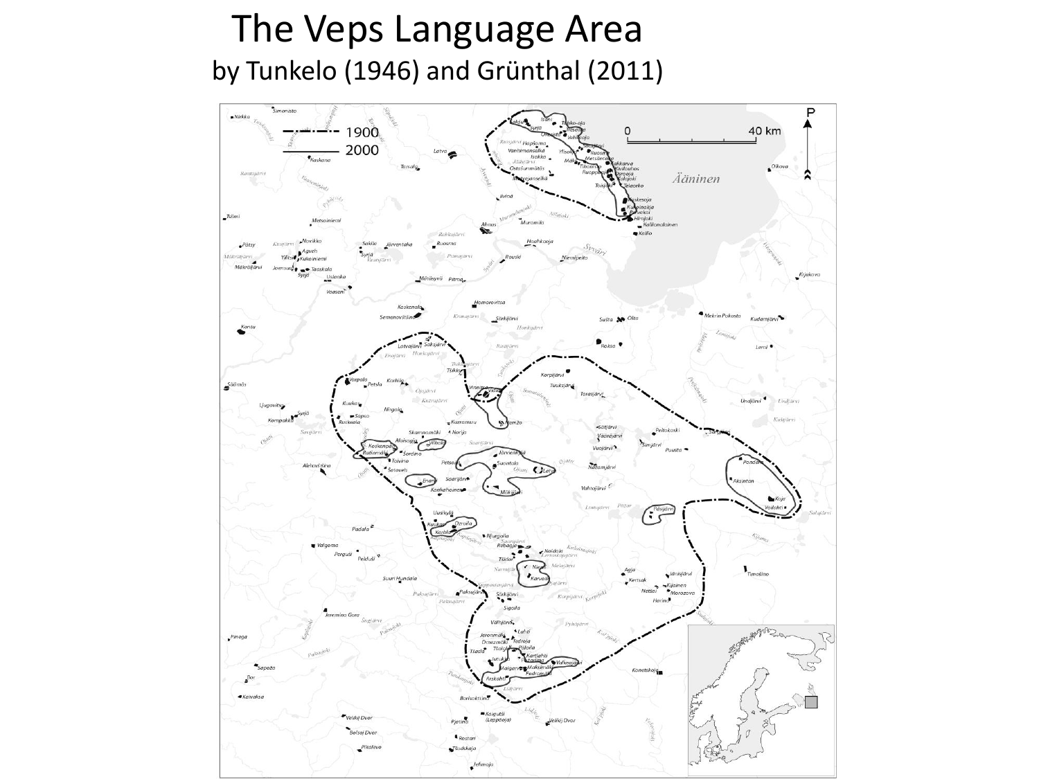# The Veps Language Area
## by Tunkelo (1946) and Grünthal (2011)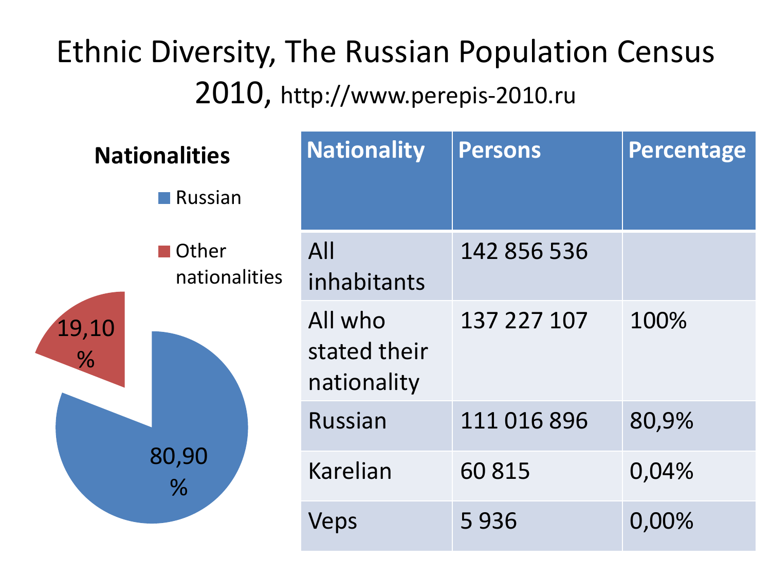# Ethnic Diversity, The Russian Population Census 2010, http://www.perepis-2010.ru

**Nationalities**

- Russian
- Other nationalities

19,10 %

80,90 %

| Nationality | Persons | Percentage |
|---|---|---|
| All inhabitants | 142 856 536 | |
| All who stated their nationality | 137 227 107 | 100% |
| Russian | 111 016 896 | 80,9% |
| Karelian | 60 815 | 0,04% |
| Veps | 5 936 | 0,00% |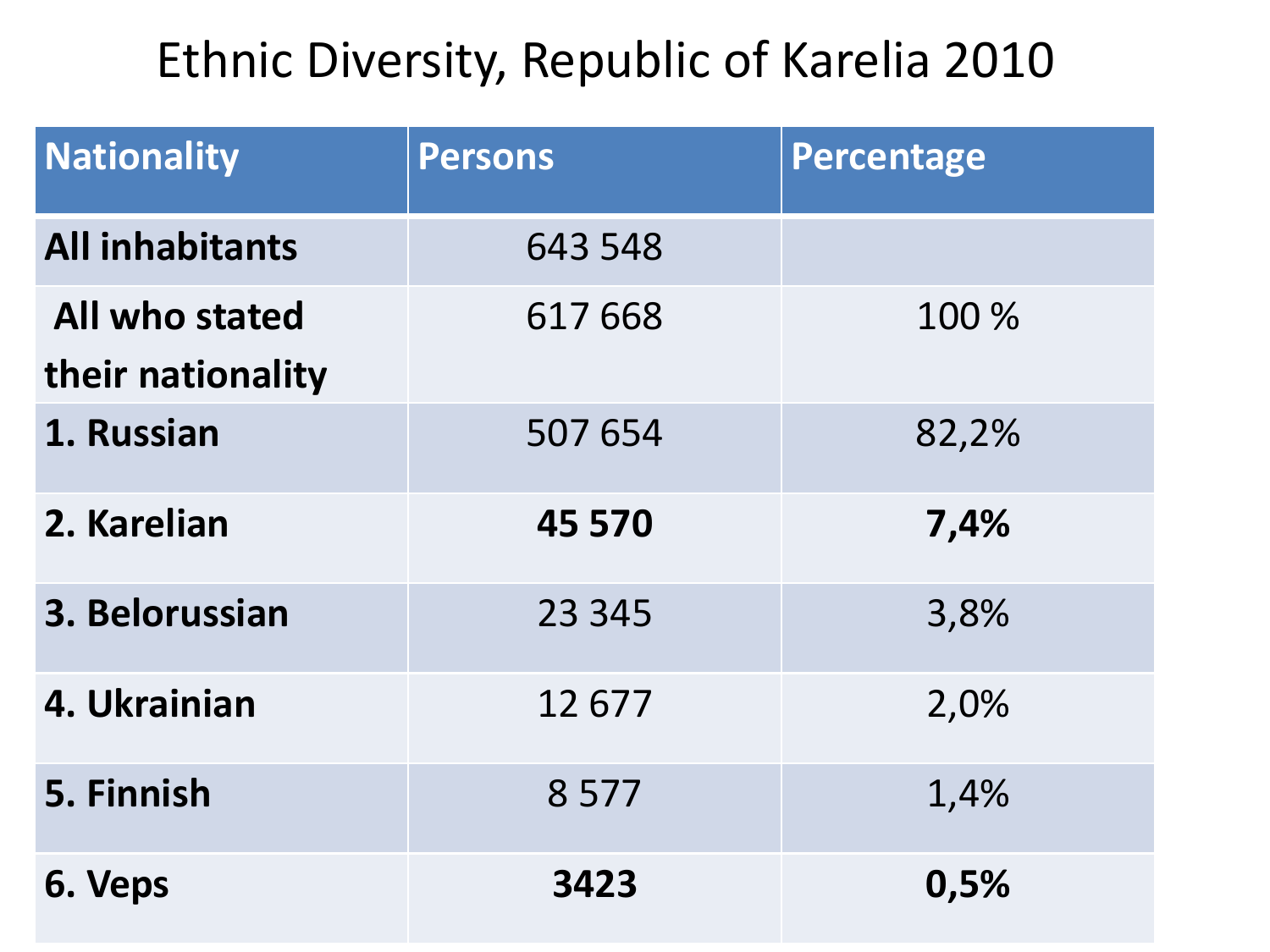# Ethnic Diversity, Republic of Karelia 2010

| Nationality | Persons | Percentage |
|---|---|---|
| **All inhabitants** | 643 548 | |
| **All who stated their nationality** | 617 668 | 100 % |
| **1. Russian** | 507 654 | 82,2% |
| **2. Karelian** | **45 570** | **7,4%** |
| **3. Belorussian** | 23 345 | 3,8% |
| **4. Ukrainian** | 12 677 | 2,0% |
| **5. Finnish** | 8 577 | 1,4% |
| **6. Veps** | **3423** | **0,5%** |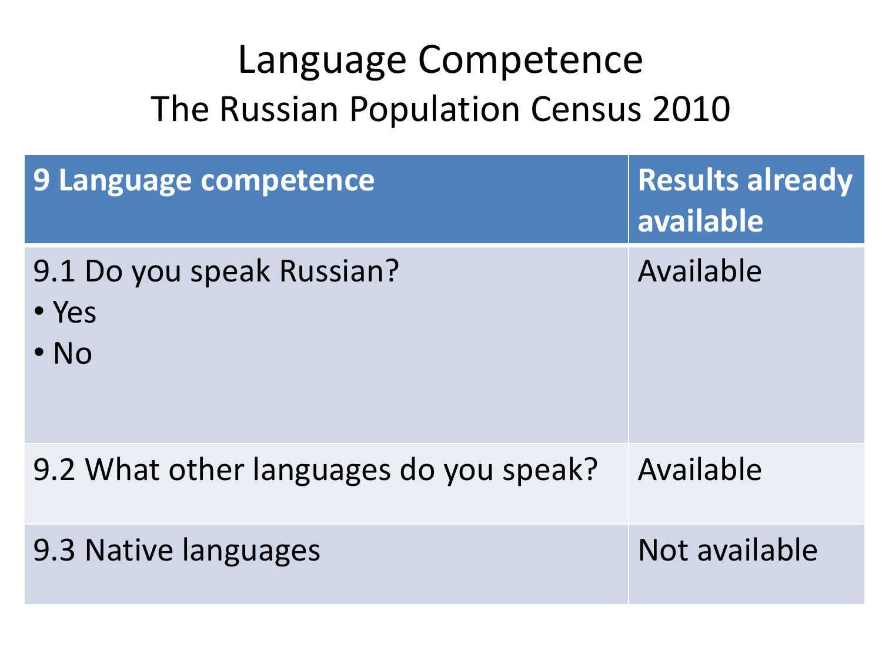# Language Competence

## The Russian Population Census 2010

| 9 Language competence | Results already available |
|---|---|
| 9.1 Do you speak Russian?<br>• Yes<br>• No | Available |
| 9.2 What other languages do you speak? | Available |
| 9.3 Native languages | Not available |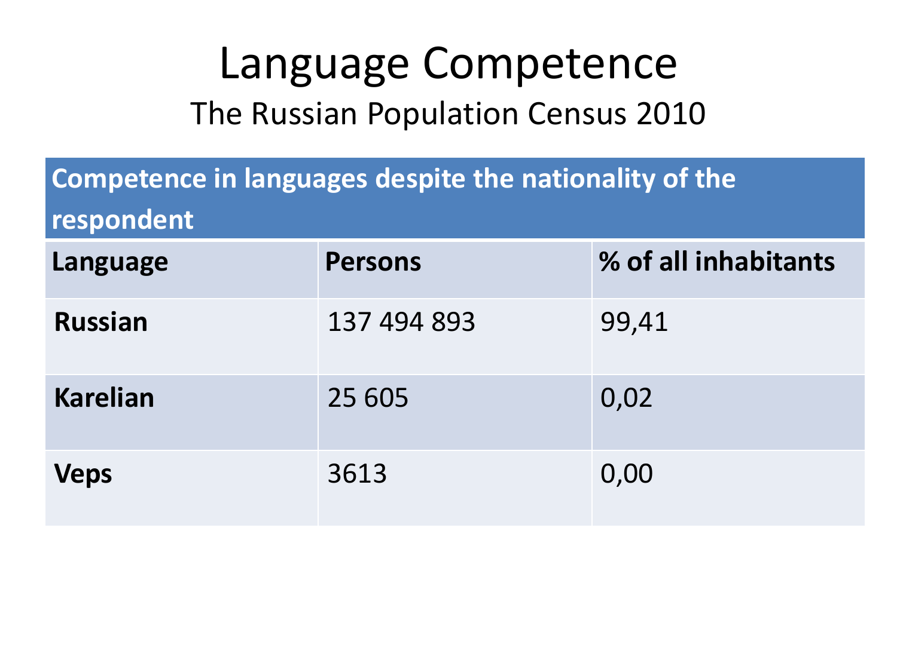# Language Competence

## The Russian Population Census 2010

| Competence in languages despite the nationality of the respondent | | |
|---|---|---|
| **Language** | **Persons** | **% of all inhabitants** |
| **Russian** | 137 494 893 | 99,41 |
| **Karelian** | 25 605 | 0,02 |
| **Veps** | 3613 | 0,00 |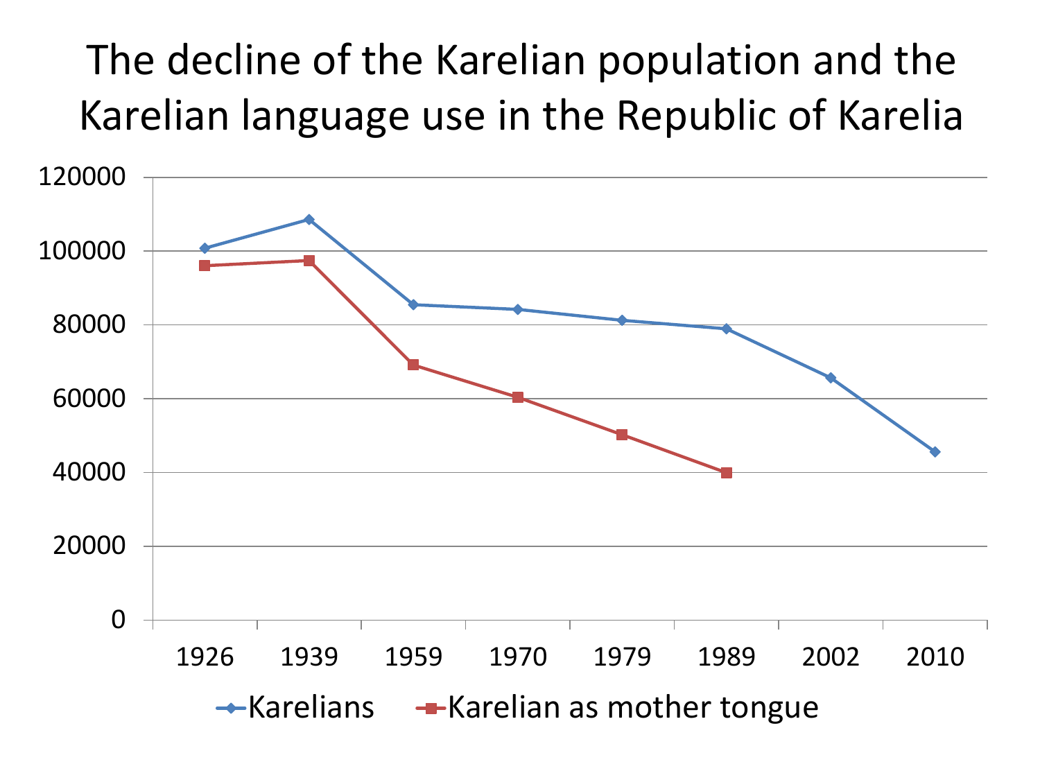# The decline of the Karelian population and the Karelian language use in the Republic of Karelia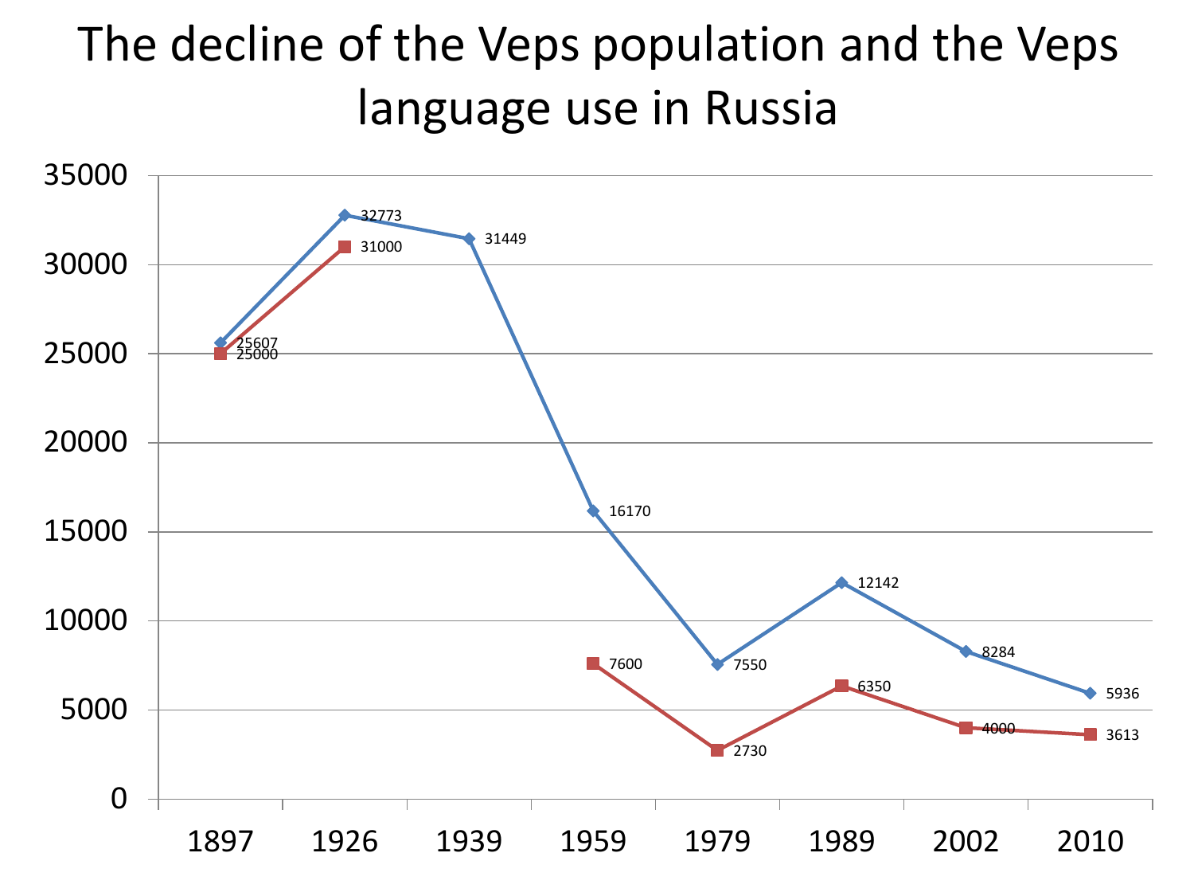# The decline of the Veps population and the Veps language use in Russia

| | 1897 | 1926 | 1939 | 1959 | 1979 | 1989 | 2002 | 2010 |
|---|---|---|---|---|---|---|---|---|
| | 25607 | 32773 | 31449 | 16170 | 7550 | 12142 | 8284 | 5936 |
| | 25000 | 31000 | | 7600 | 2730 | 6350 | 4000 | 3613 |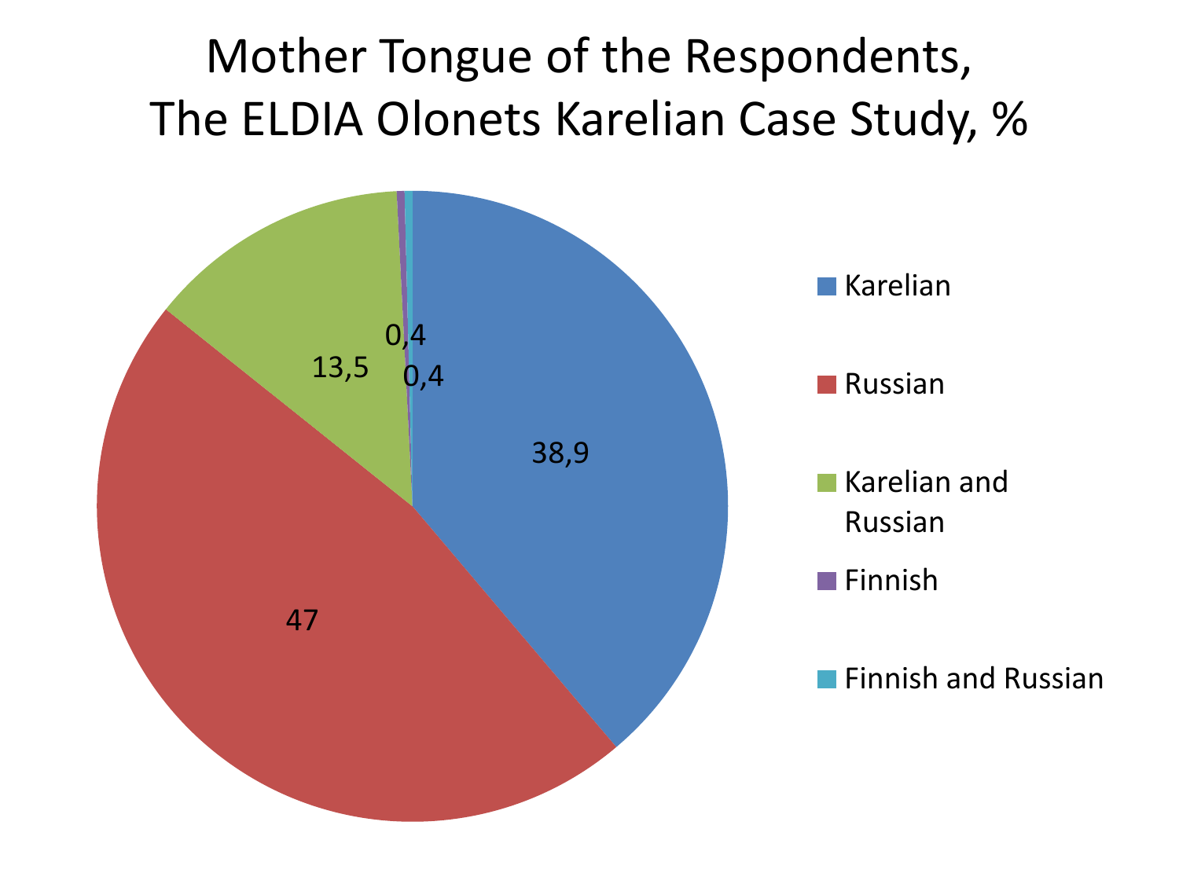# Mother Tongue of the Respondents, The ELDIA Olonets Karelian Case Study, %

| Mother tongue | % |
| --- | --- |
| Karelian | 38,9 |
| Russian | 47 |
| Karelian and Russian | 13,5 |
| Finnish | 0,4 |
| Finnish and Russian | 0,4 |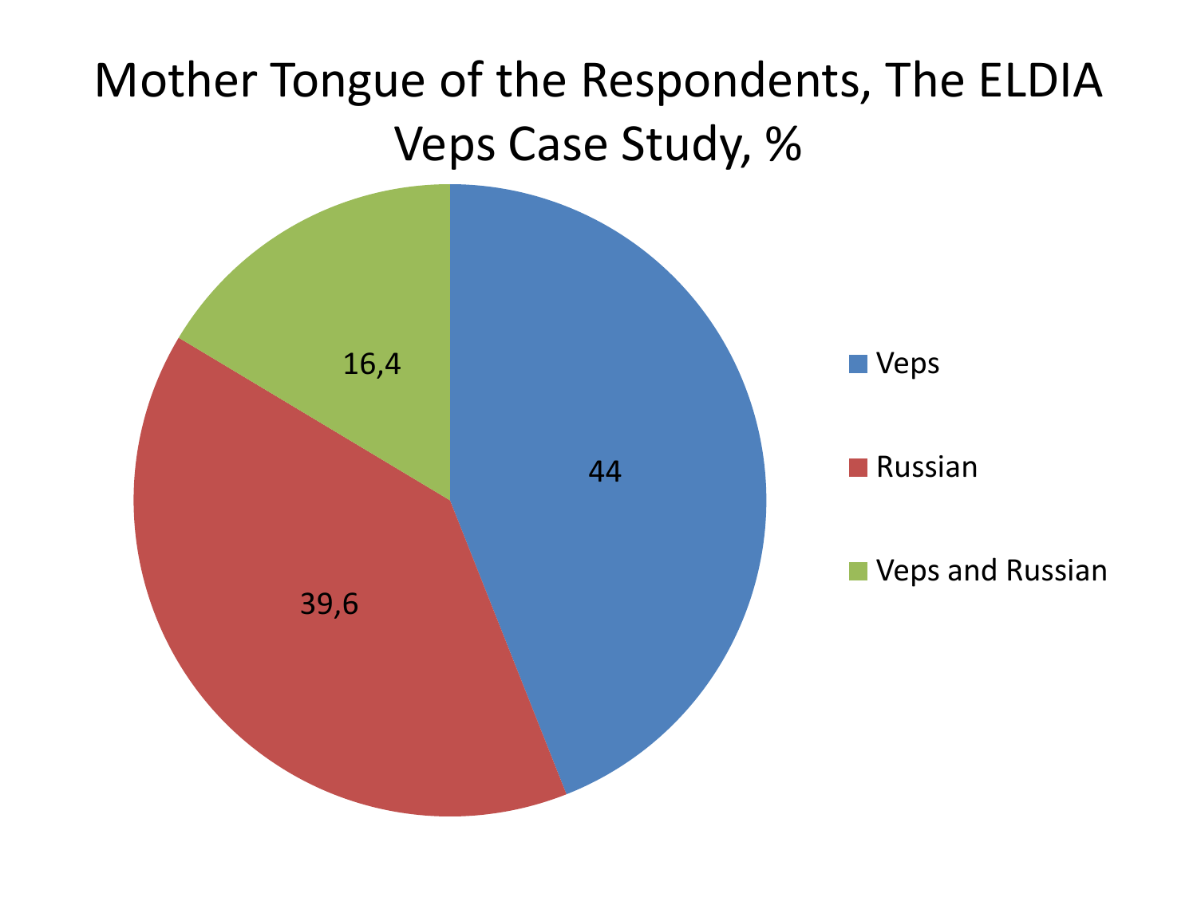# Mother Tongue of the Respondents, The ELDIA Veps Case Study, %

| Mother tongue | % |
| --- | --- |
| Veps | 44 |
| Russian | 39,6 |
| Veps and Russian | 16,4 |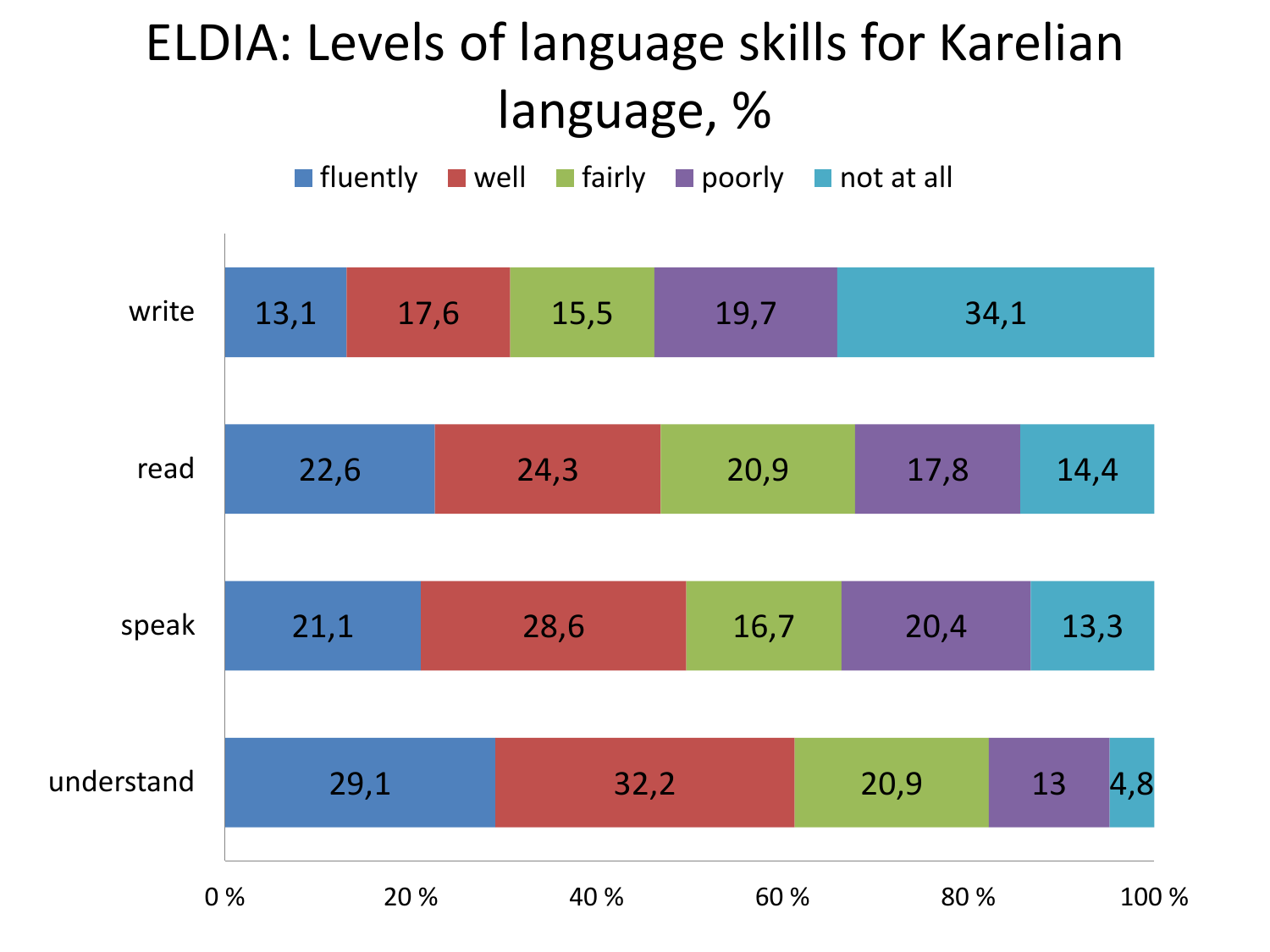# ELDIA: Levels of language skills for Karelian language, %

|  | fluently | well | fairly | poorly | not at all |
|---|---|---|---|---|---|
| write | 13,1 | 17,6 | 15,5 | 19,7 | 34,1 |
| read | 22,6 | 24,3 | 20,9 | 17,8 | 14,4 |
| speak | 21,1 | 28,6 | 16,7 | 20,4 | 13,3 |
| understand | 29,1 | 32,2 | 20,9 | 13 | 4,8 |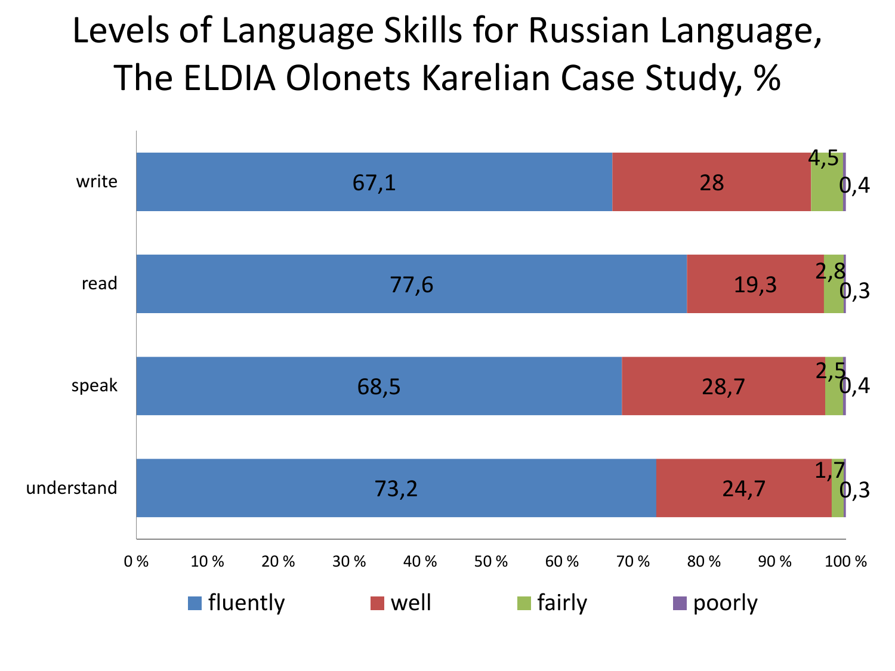# Levels of Language Skills for Russian Language, The ELDIA Olonets Karelian Case Study, %

| | fluently | well | fairly | poorly |
|---|---|---|---|---|
| write | 67,1 | 28 | 4,5 | 0,4 |
| read | 77,6 | 19,3 | 2,8 | 0,3 |
| speak | 68,5 | 28,7 | 2,5 | 0,4 |
| understand | 73,2 | 24,7 | 1,7 | 0,3 |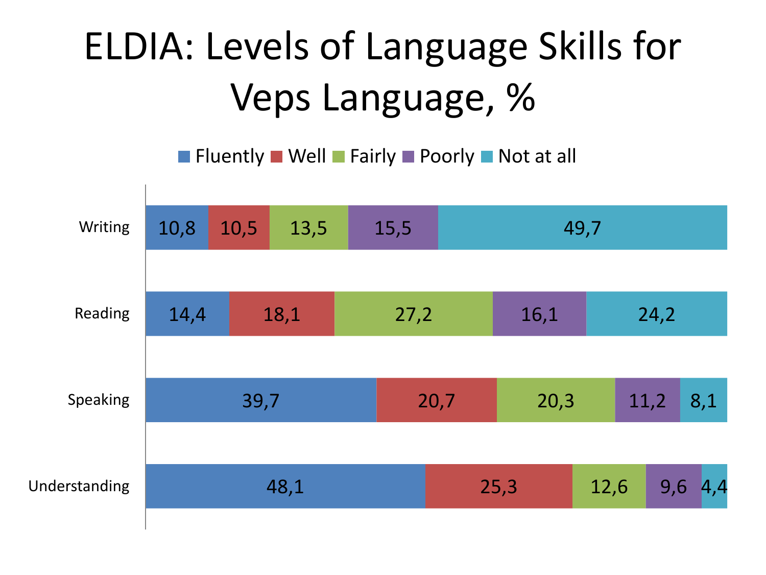# ELDIA: Levels of Language Skills for Veps Language, %

| | Fluently | Well | Fairly | Poorly | Not at all |
|---|---|---|---|---|---|
| Writing | 10,8 | 10,5 | 13,5 | 15,5 | 49,7 |
| Reading | 14,4 | 18,1 | 27,2 | 16,1 | 24,2 |
| Speaking | 39,7 | 20,7 | 20,3 | 11,2 | 8,1 |
| Understanding | 48,1 | 25,3 | 12,6 | 9,6 | 4,4 |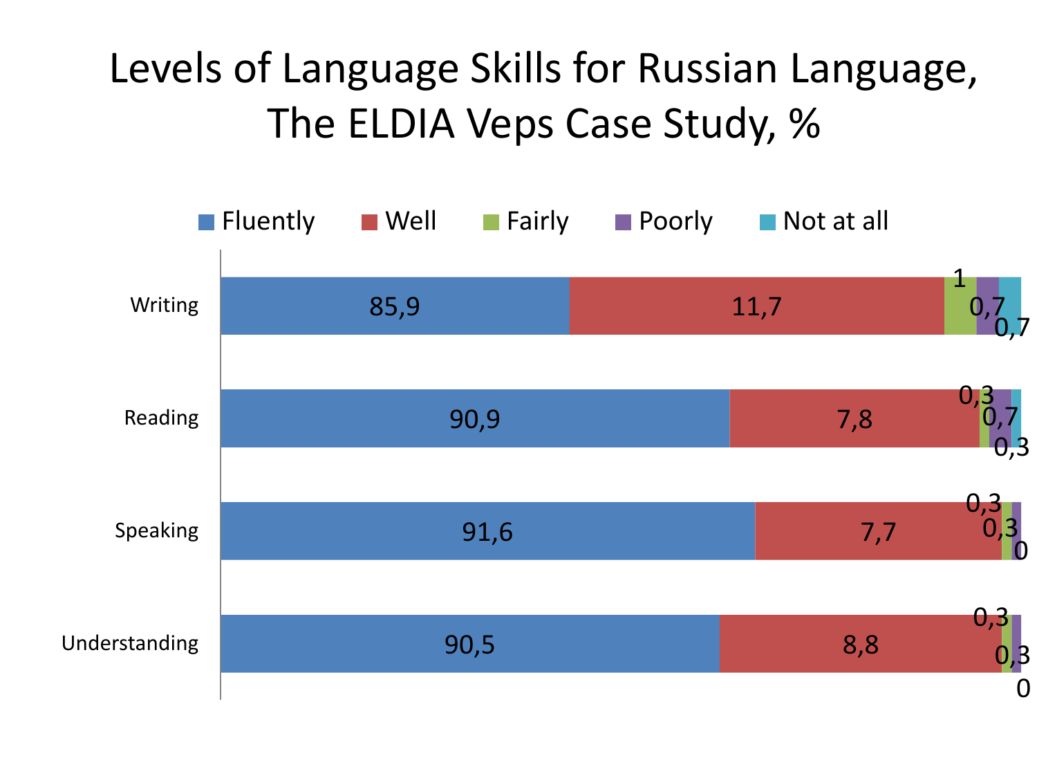# Levels of Language Skills for Russian Language, The ELDIA Veps Case Study, %

| | Fluently | Well | Fairly | Poorly | Not at all |
|---|---|---|---|---|---|
| Writing | 85,9 | 11,7 | 1 | 0,7 | 0,7 |
| Reading | 90,9 | 7,8 | 0,3 | 0,7 | 0,3 |
| Speaking | 91,6 | 7,7 | 0,3 | 0,3 | 0 |
| Understanding | 90,5 | 8,8 | 0,3 | 0,3 | 0 |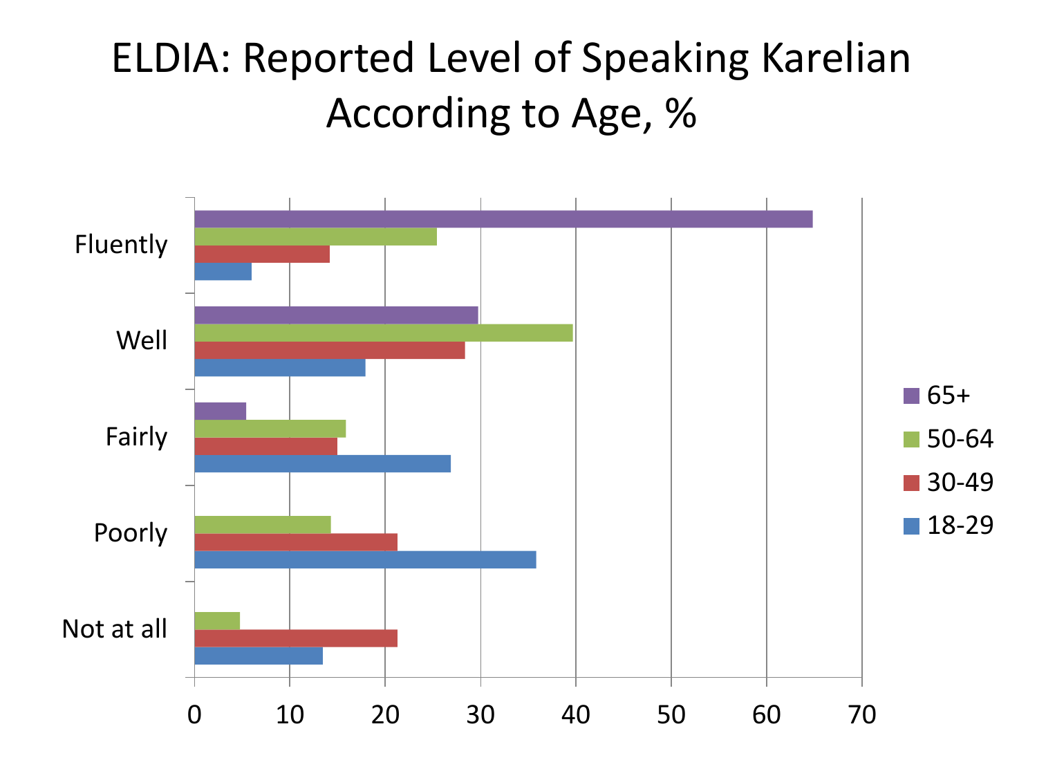# ELDIA: Reported Level of Speaking Karelian According to Age, %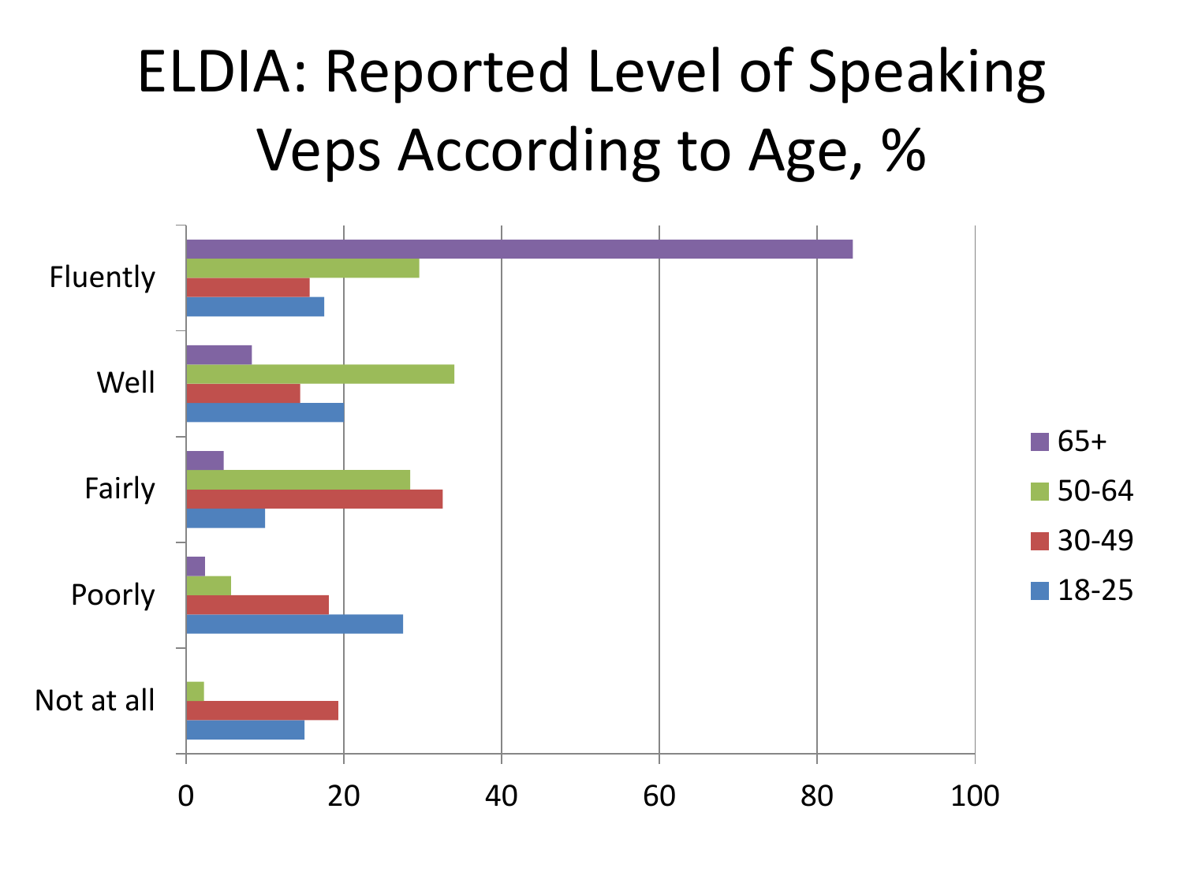# ELDIA: Reported Level of Speaking Veps According to Age, %

| | 65+ | 50-64 | 30-49 | 18-25 |
|---|---|---|---|---|
| Fluently | 84.5 | 29.5 | 15.6 | 17.5 |
| Well | 8.3 | 34 | 14.4 | 20 |
| Fairly | 4.8 | 28.4 | 32.5 | 10 |
| Poorly | 2.4 | 5.7 | 18.1 | 27.5 |
| Not at all | | 2.3 | 19.3 | 15 |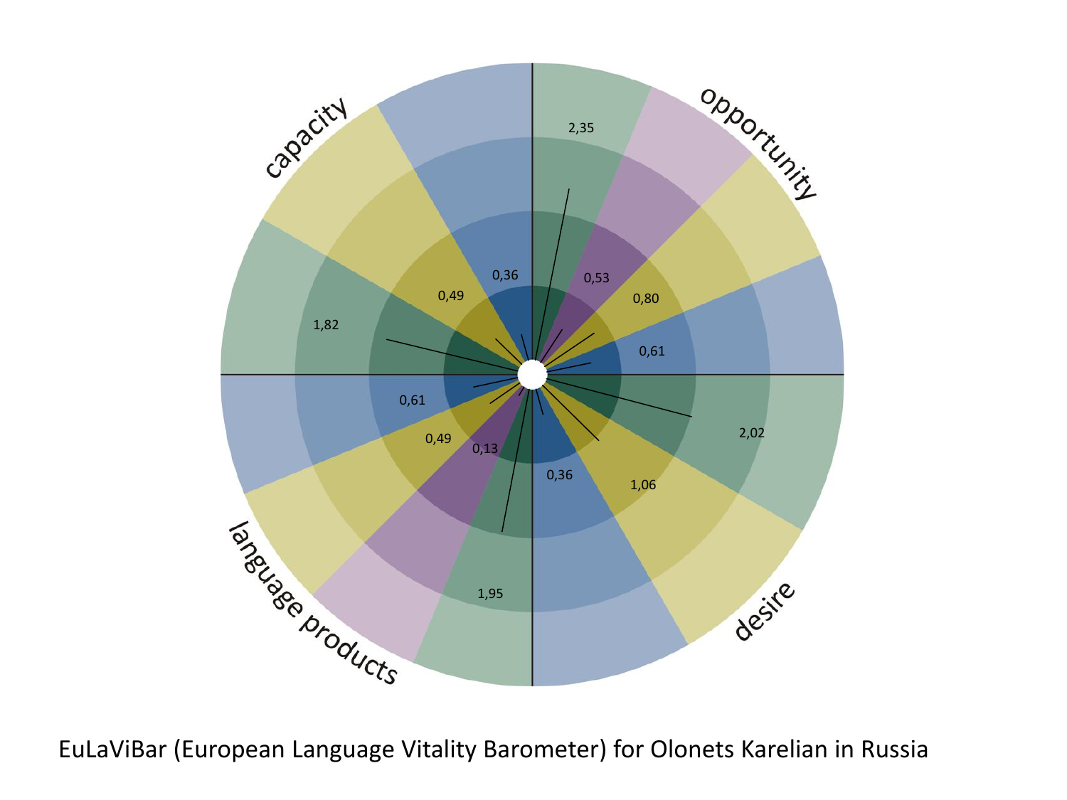capacity

opportunity

language products

desire

0,36

0,49

1,82

2,35

0,53

0,80

0,61

2,02

1,06

0,36

1,95

0,13

0,49

0,61

EuLaViBar (European Language Vitality Barometer) for Olonets Karelian in Russia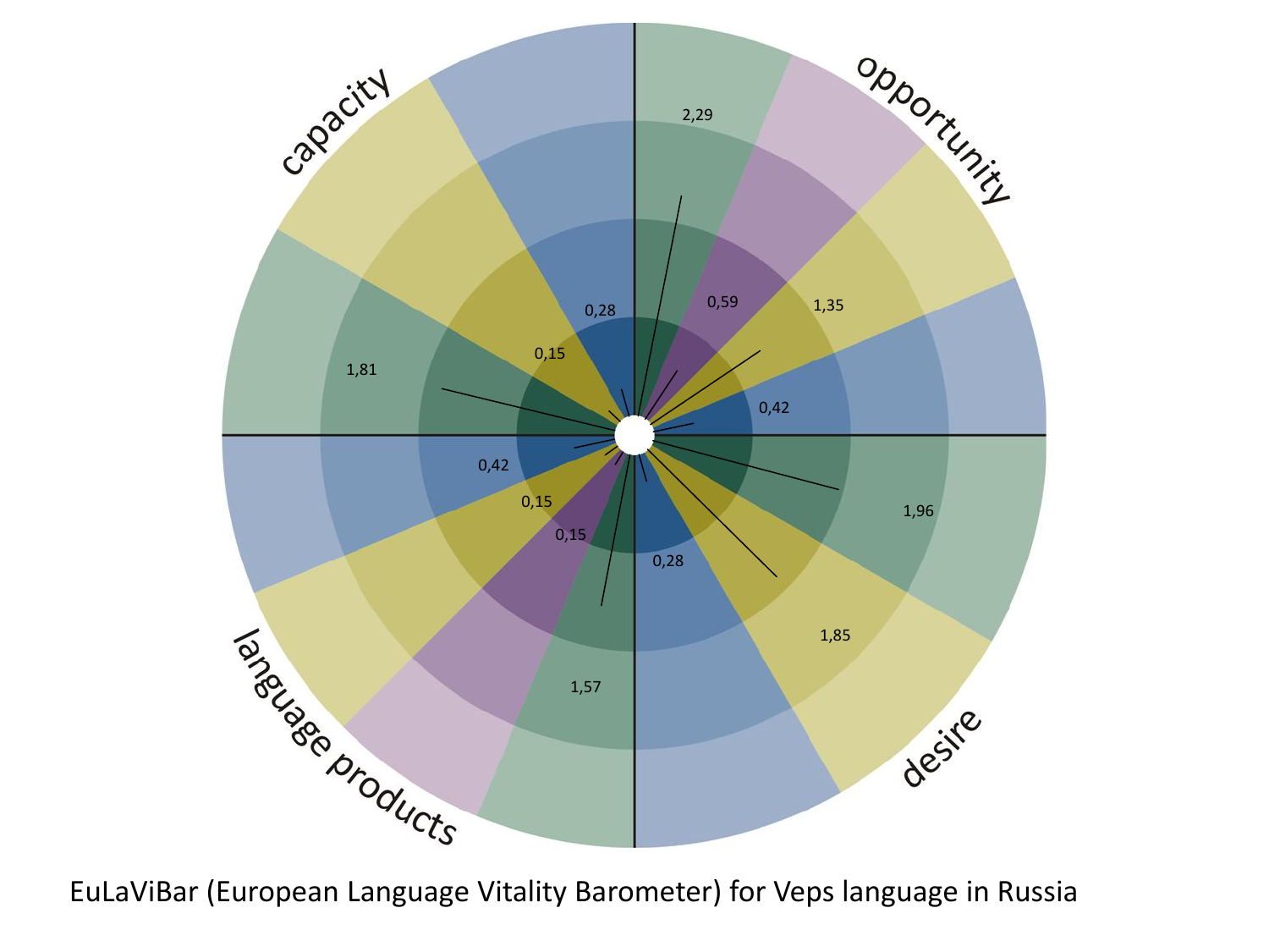capacity

opportunity

language products

desire

2,29

0,59

1,35

0,28

0,15

1,81

0,42

0,42

1,96

0,15

0,15

0,28

1,85

1,57

EuLaViBar (European Language Vitality Barometer) for Veps language in Russia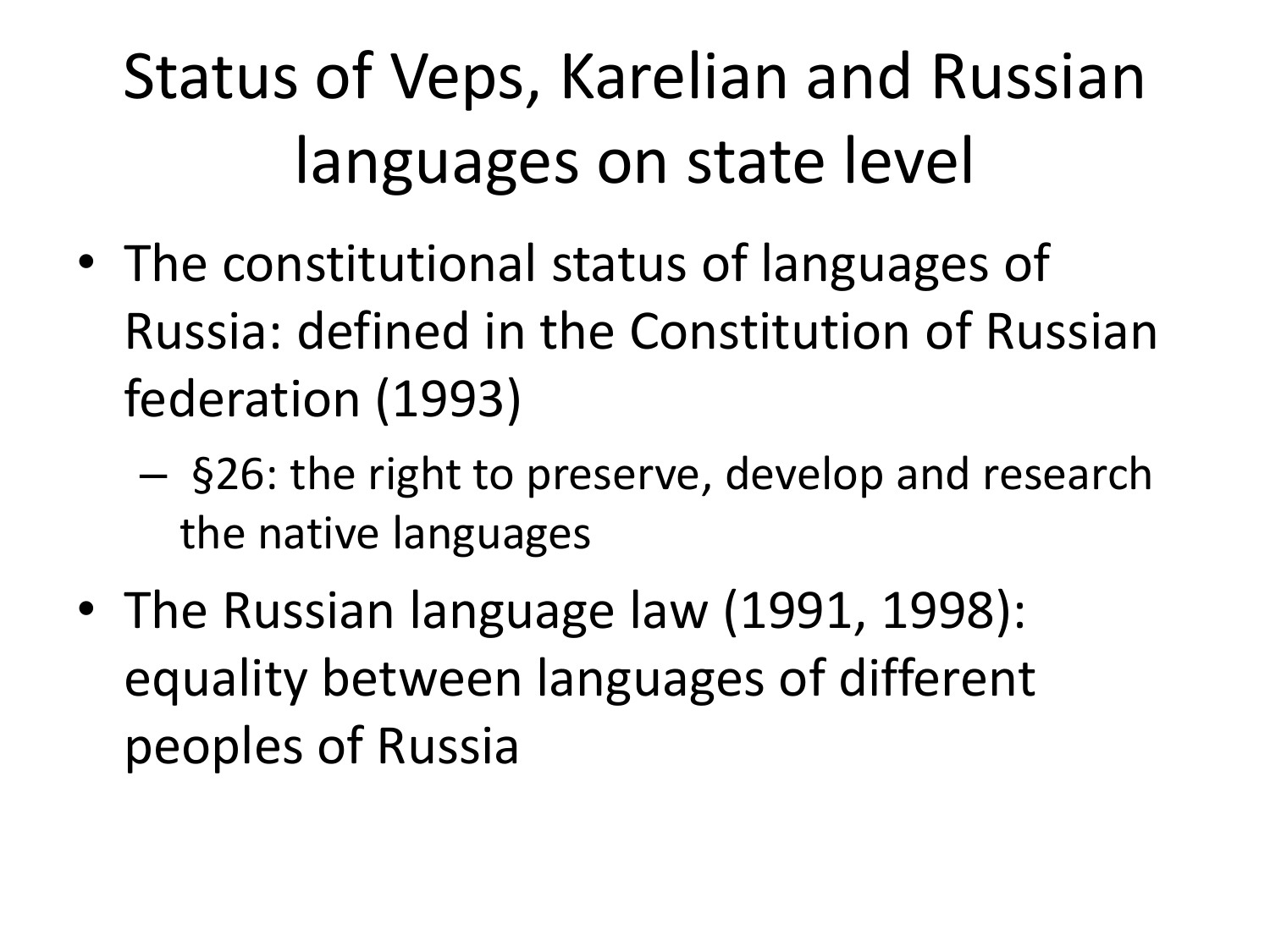# Status of Veps, Karelian and Russian languages on state level

- The constitutional status of languages of Russia: defined in the Constitution of Russian federation (1993)
  - §26: the right to preserve, develop and research the native languages
- The Russian language law (1991, 1998): equality between languages of different peoples of Russia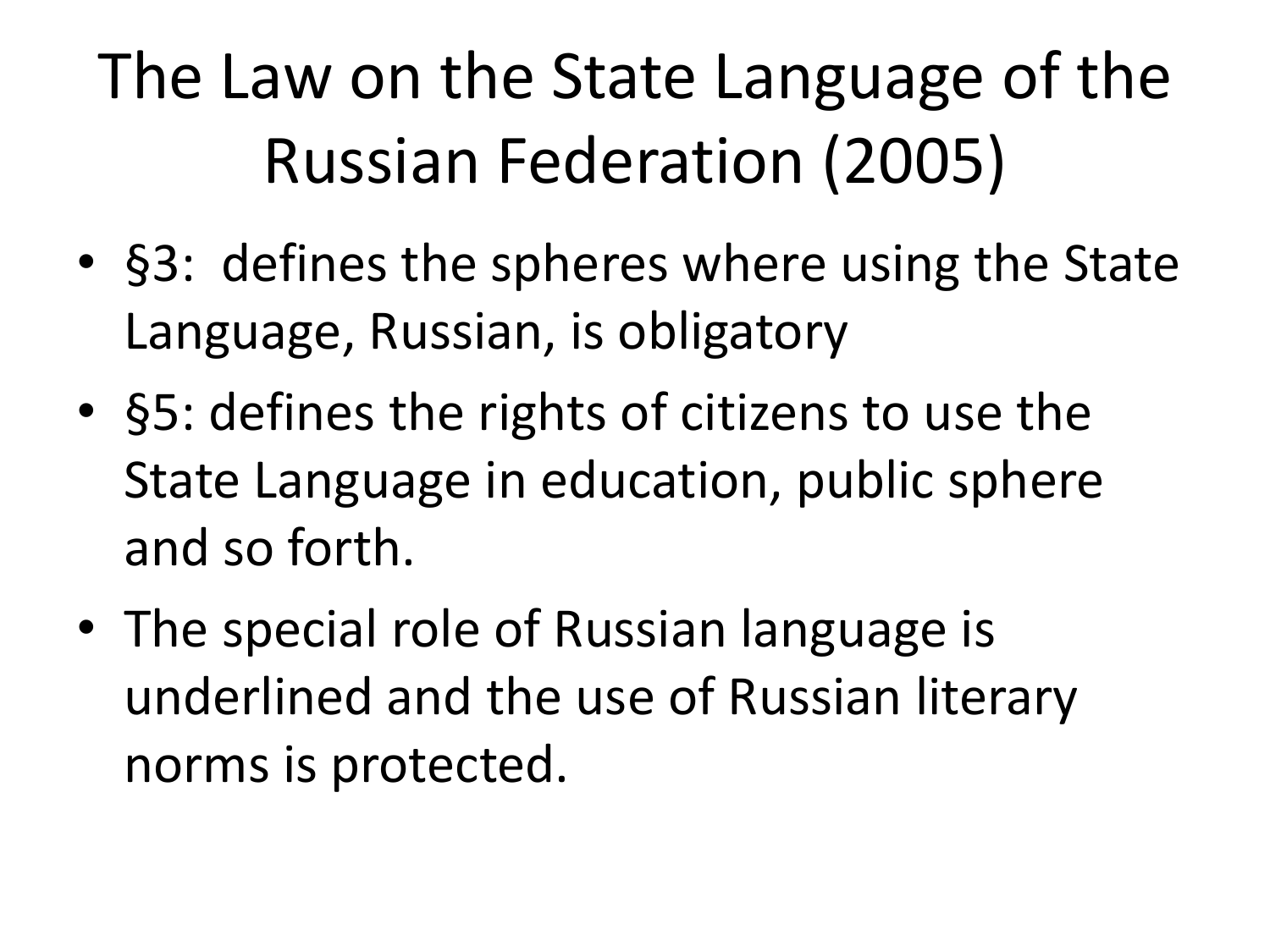# The Law on the State Language of the Russian Federation (2005)

- §3: defines the spheres where using the State Language, Russian, is obligatory
- §5: defines the rights of citizens to use the State Language in education, public sphere and so forth.
- The special role of Russian language is underlined and the use of Russian literary norms is protected.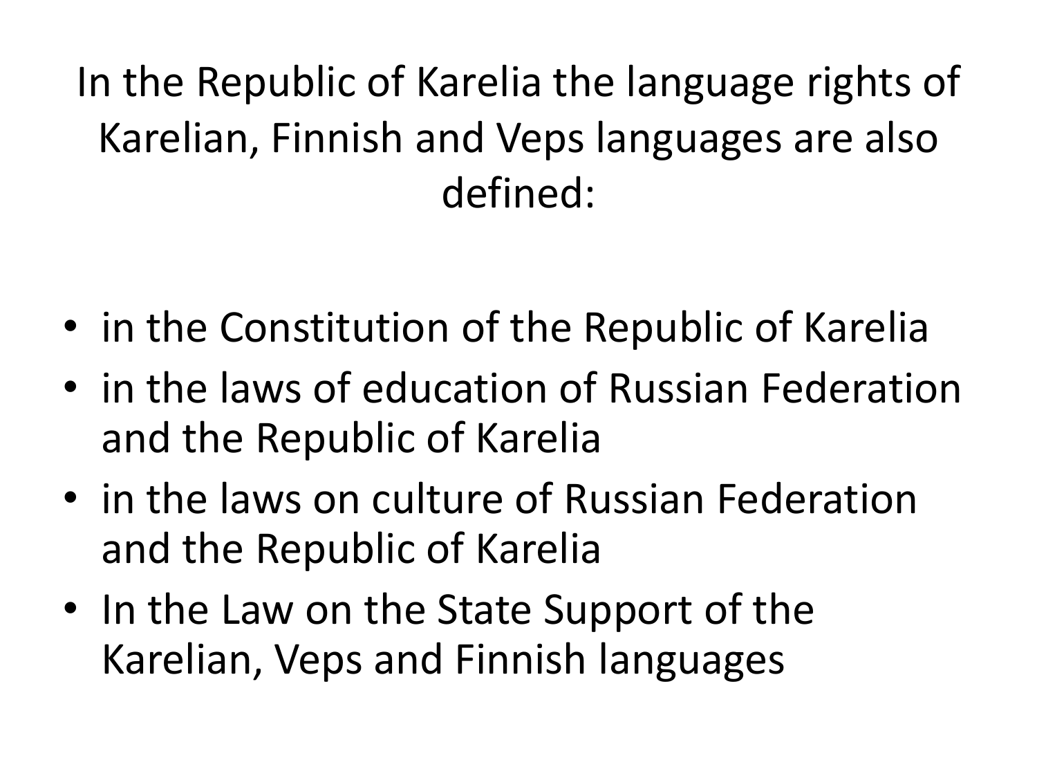# In the Republic of Karelia the language rights of Karelian, Finnish and Veps languages are also defined:

- in the Constitution of the Republic of Karelia
- in the laws of education of Russian Federation and the Republic of Karelia
- in the laws on culture of Russian Federation and the Republic of Karelia
- In the Law on the State Support of the Karelian, Veps and Finnish languages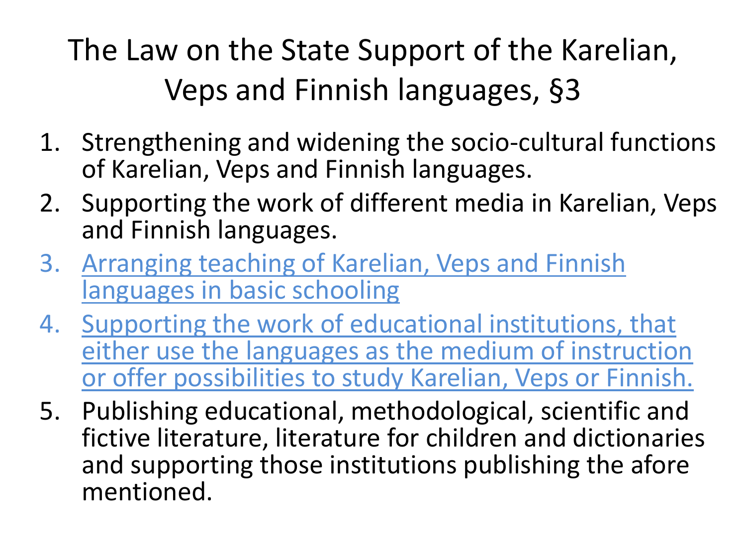# The Law on the State Support of the Karelian, Veps and Finnish languages, §3

1. Strengthening and widening the socio-cultural functions of Karelian, Veps and Finnish languages.
2. Supporting the work of different media in Karelian, Veps and Finnish languages.
3. Arranging teaching of Karelian, Veps and Finnish languages in basic schooling
4. Supporting the work of educational institutions, that either use the languages as the medium of instruction or offer possibilities to study Karelian, Veps or Finnish.
5. Publishing educational, methodological, scientific and fictive literature, literature for children and dictionaries and supporting those institutions publishing the afore mentioned.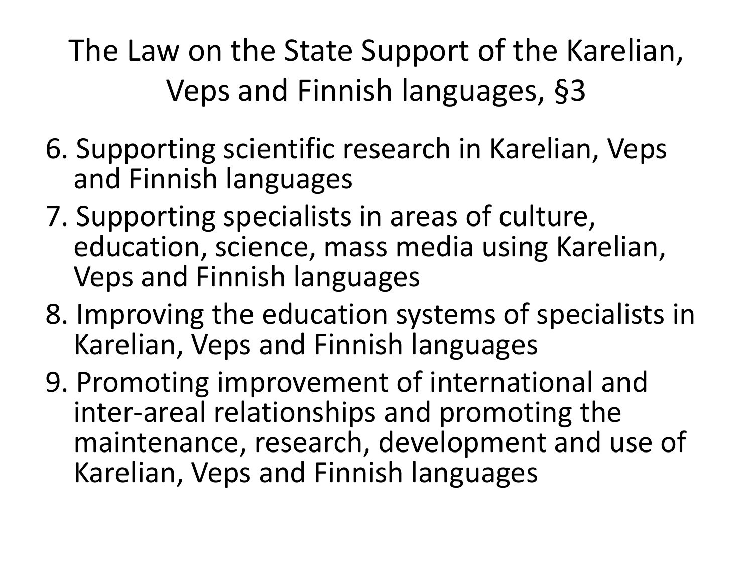# The Law on the State Support of the Karelian, Veps and Finnish languages, §3

6. Supporting scientific research in Karelian, Veps and Finnish languages
7. Supporting specialists in areas of culture, education, science, mass media using Karelian, Veps and Finnish languages
8. Improving the education systems of specialists in Karelian, Veps and Finnish languages
9. Promoting improvement of international and inter-areal relationships and promoting the maintenance, research, development and use of Karelian, Veps and Finnish languages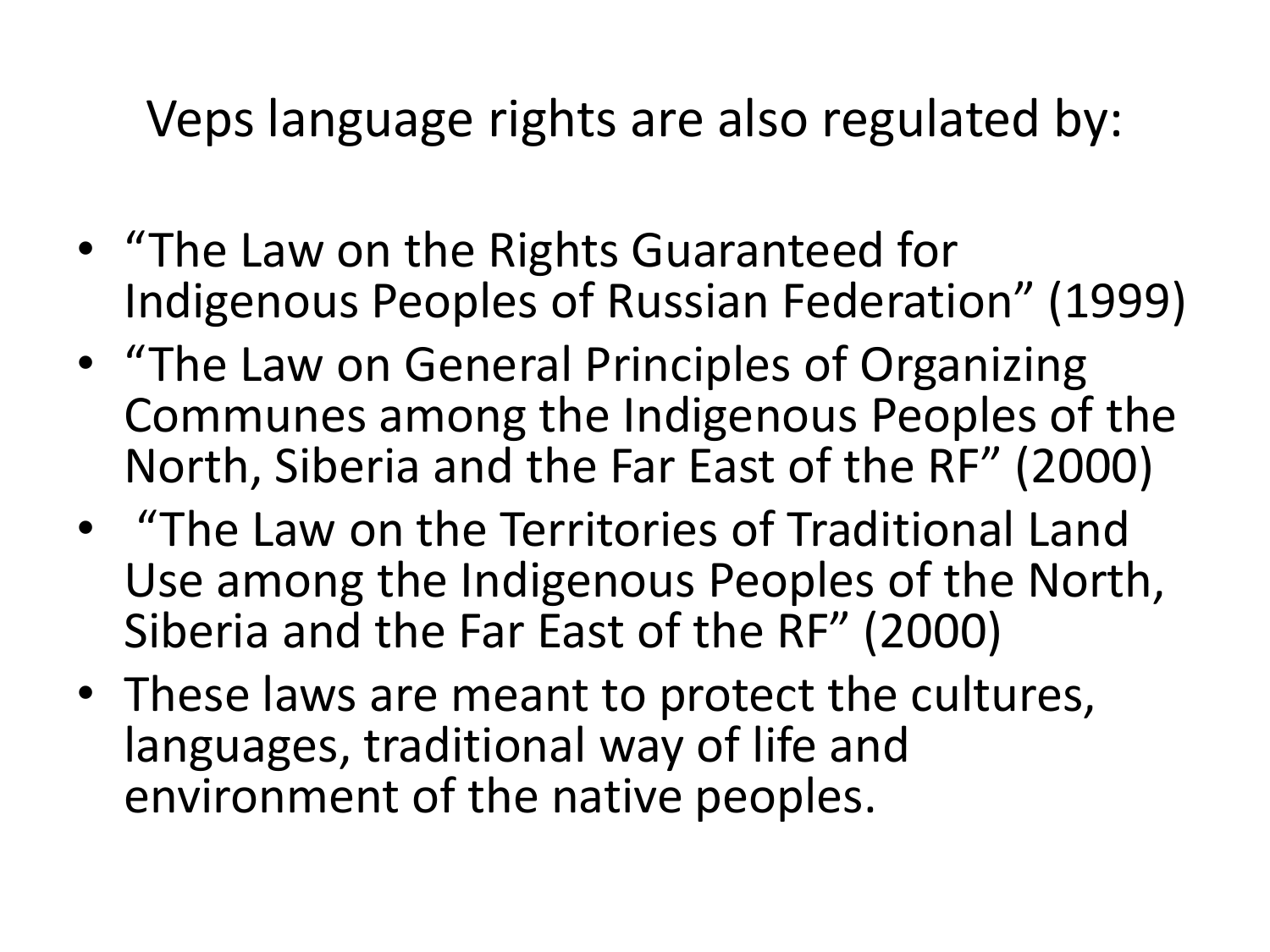# Veps language rights are also regulated by:

- "The Law on the Rights Guaranteed for Indigenous Peoples of Russian Federation" (1999)
- "The Law on General Principles of Organizing Communes among the Indigenous Peoples of the North, Siberia and the Far East of the RF" (2000)
- "The Law on the Territories of Traditional Land Use among the Indigenous Peoples of the North, Siberia and the Far East of the RF" (2000)
- These laws are meant to protect the cultures, languages, traditional way of life and environment of the native peoples.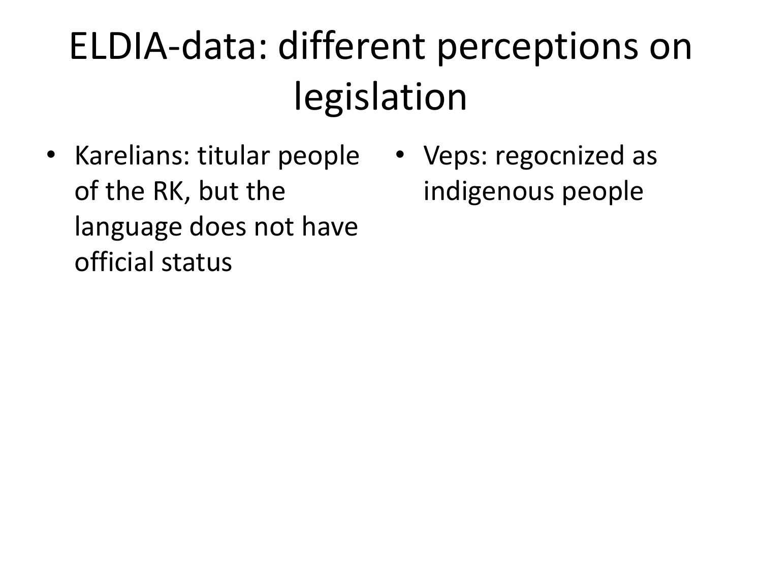# ELDIA-data: different perceptions on legislation

- Karelians: titular people of the RK, but the language does not have official status

- Veps: regocnized as indigenous people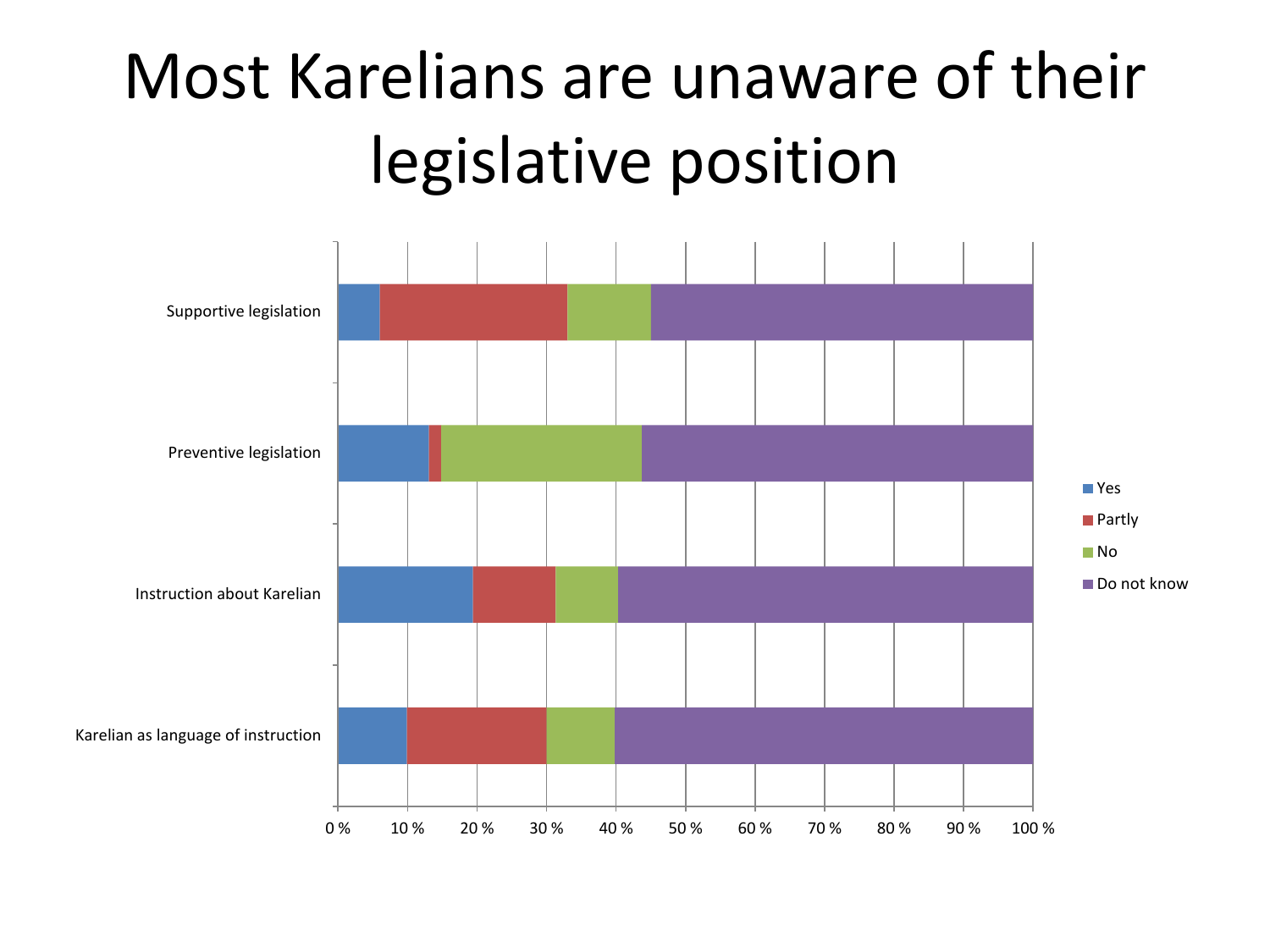# Most Karelians are unaware of their legislative position

Supportive legislation

Preventive legislation

Instruction about Karelian

Karelian as language of instruction

0 % 10 % 20 % 30 % 40 % 50 % 60 % 70 % 80 % 90 % 100 %

- Yes
- Partly
- No
- Do not know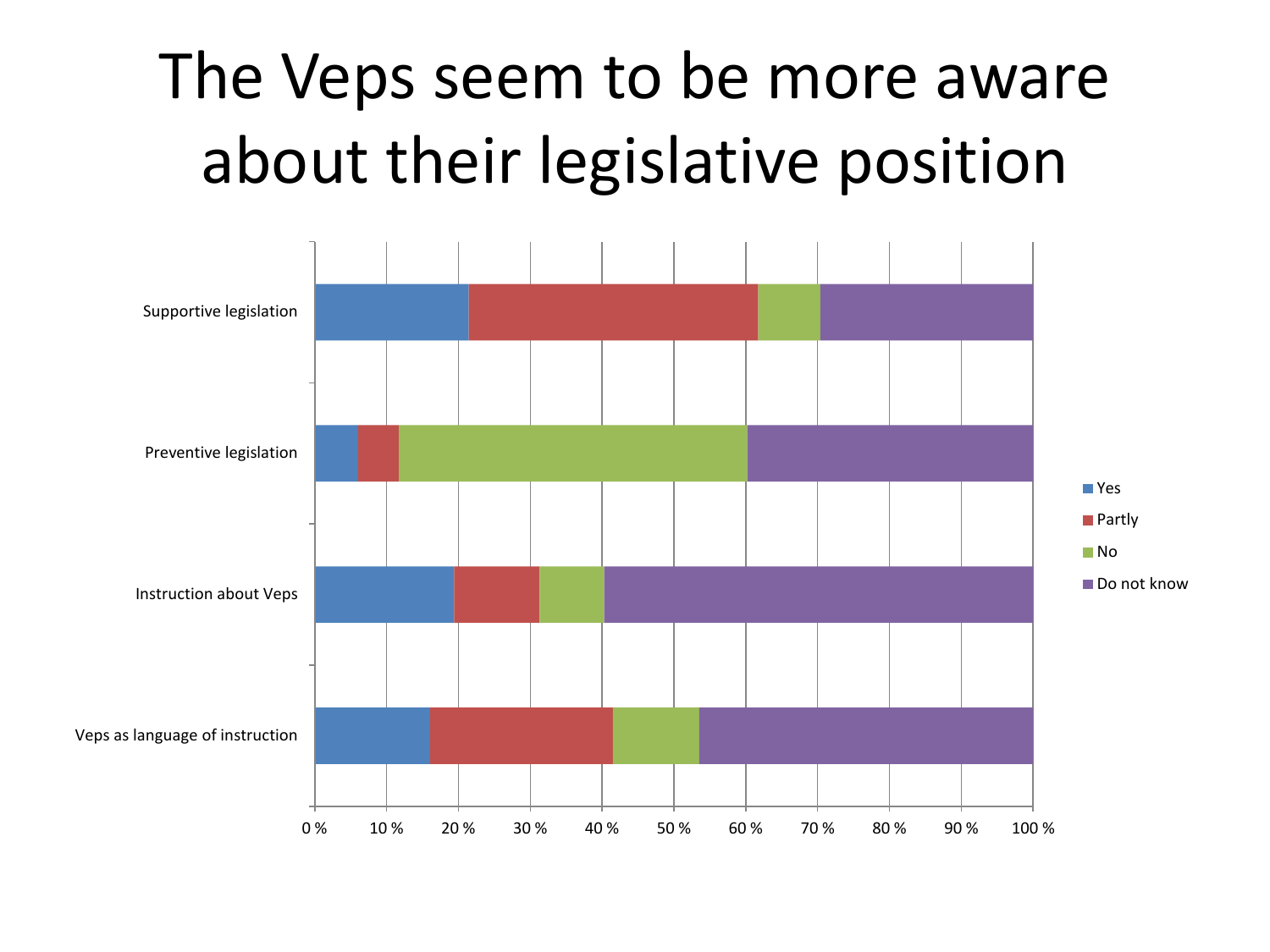# The Veps seem to be more aware about their legislative position

Supportive legislation

Preventive legislation

Instruction about Veps

Veps as language of instruction

0 % 10 % 20 % 30 % 40 % 50 % 60 % 70 % 80 % 90 % 100 %

Yes
Partly
No
Do not know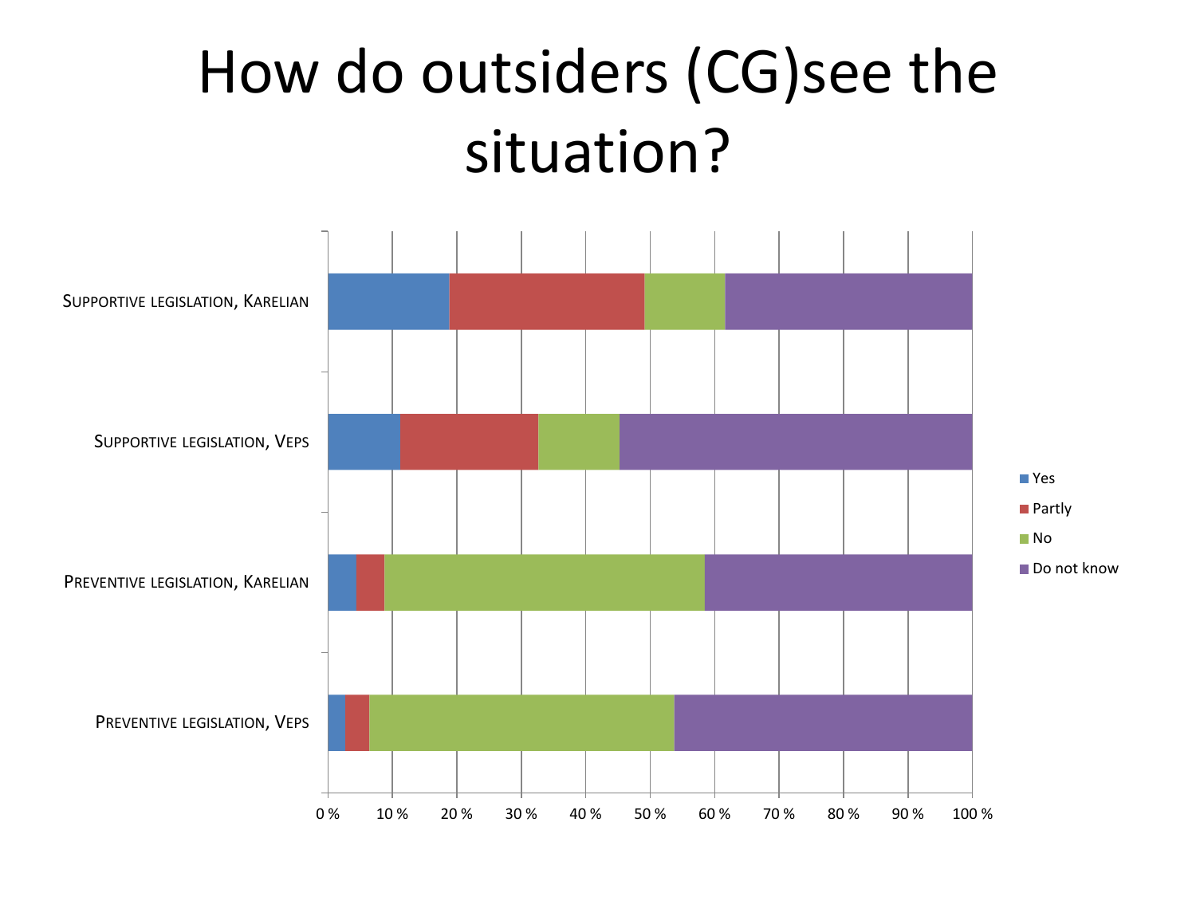# How do outsiders (CG)see the situation?

| | Yes | Partly | No | Do not know |
|---|---|---|---|---|
| Supportive legislation, Karelian | ~19 % | ~30 % | ~13 % | ~38 % |
| Supportive legislation, Veps | ~11 % | ~22 % | ~13 % | ~55 % |
| Preventive legislation, Karelian | ~4 % | ~4 % | ~50 % | ~42 % |
| Preventive legislation, Veps | ~3 % | ~4 % | ~47 % | ~46 % |

0 % 10 % 20 % 30 % 40 % 50 % 60 % 70 % 80 % 90 % 100 %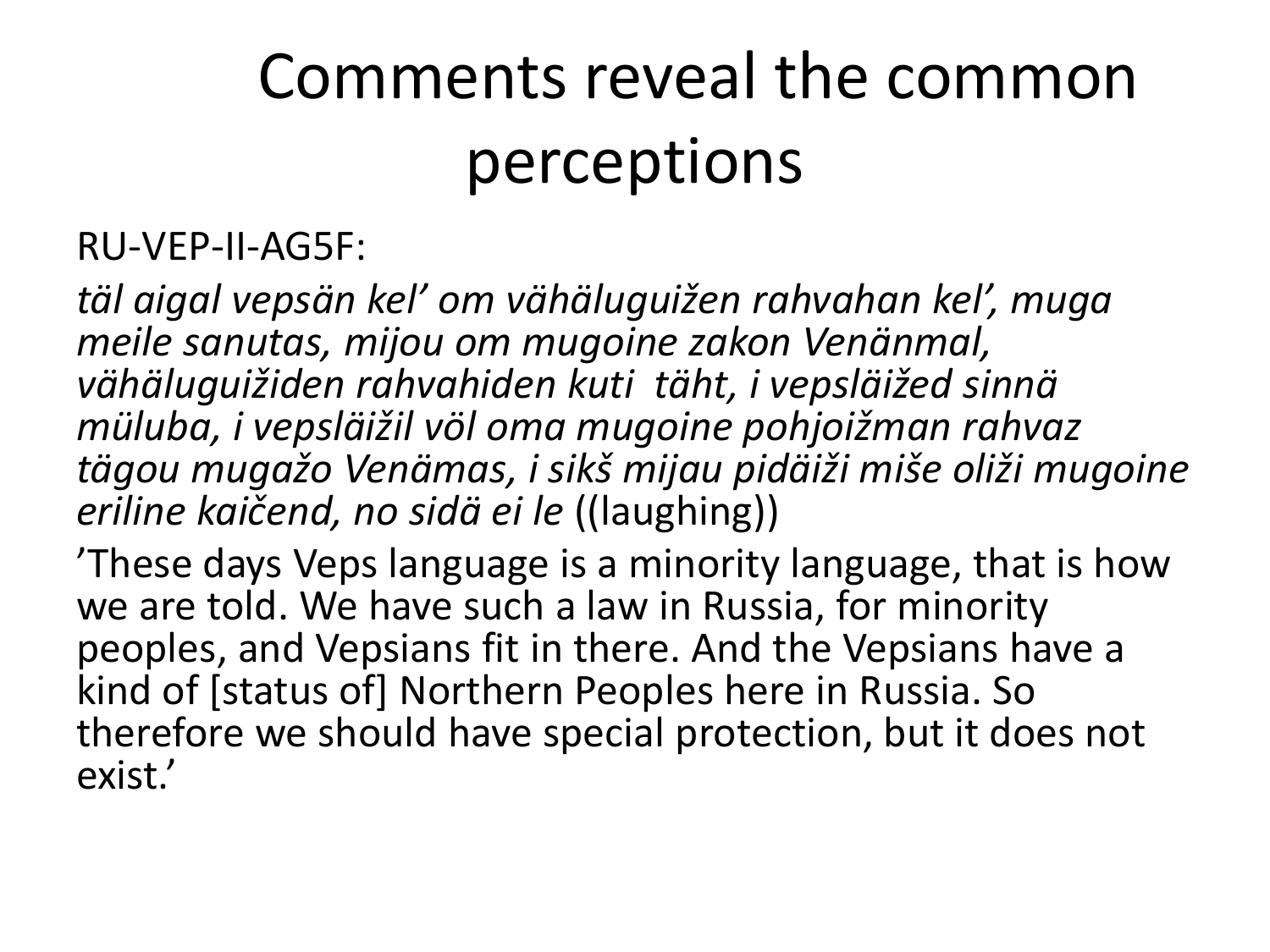# Comments reveal the common perceptions

RU-VEP-II-AG5F:

*täl aigal vepsän kel' om vähäluguižen rahvahan kel', muga meile sanutas, mijou om mugoine zakon Venänmal, vähäluguižiden rahvahiden kuti täht, i vepsläižed sinnä müluba, i vepsläižil völ oma mugoine pohjoižman rahvaz tägou mugažo Venämas, i sikš mijau pidäiži miše oliži mugoine eriline kaičend, no sidä ei le* ((laughing))

'These days Veps language is a minority language, that is how we are told. We have such a law in Russia, for minority peoples, and Vepsians fit in there. And the Vepsians have a kind of [status of] Northern Peoples here in Russia. So therefore we should have special protection, but it does not exist.'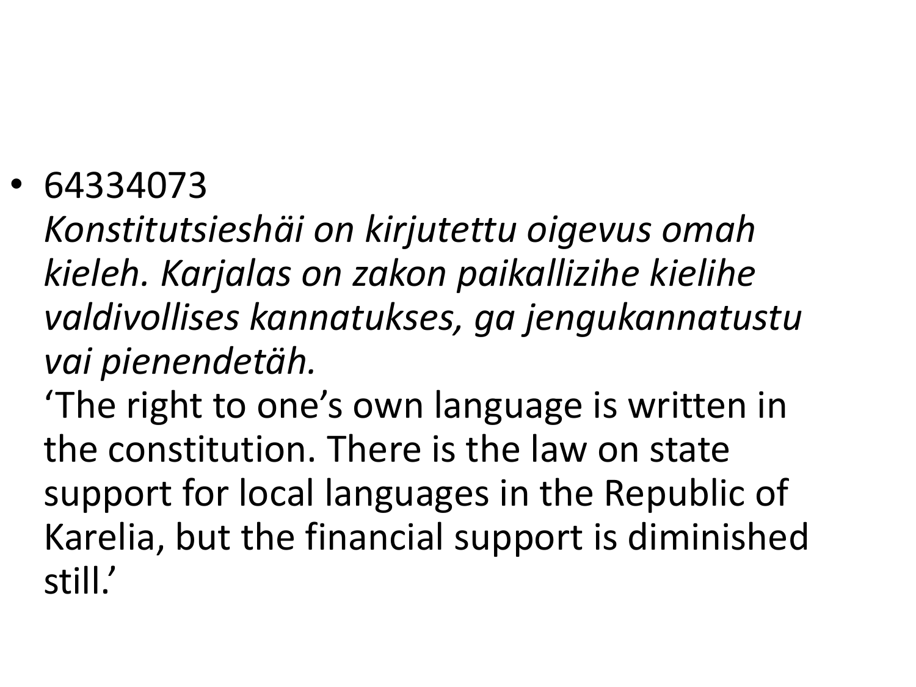- 64334073
  *Konstitutsieshäi on kirjutettu oigevus omah kieleh. Karjalas on zakon paikallizihe kielihe valdivollises kannatukses, ga jengukannatustu vai pienendetäh.*
  'The right to one's own language is written in the constitution. There is the law on state support for local languages in the Republic of Karelia, but the financial support is diminished still.'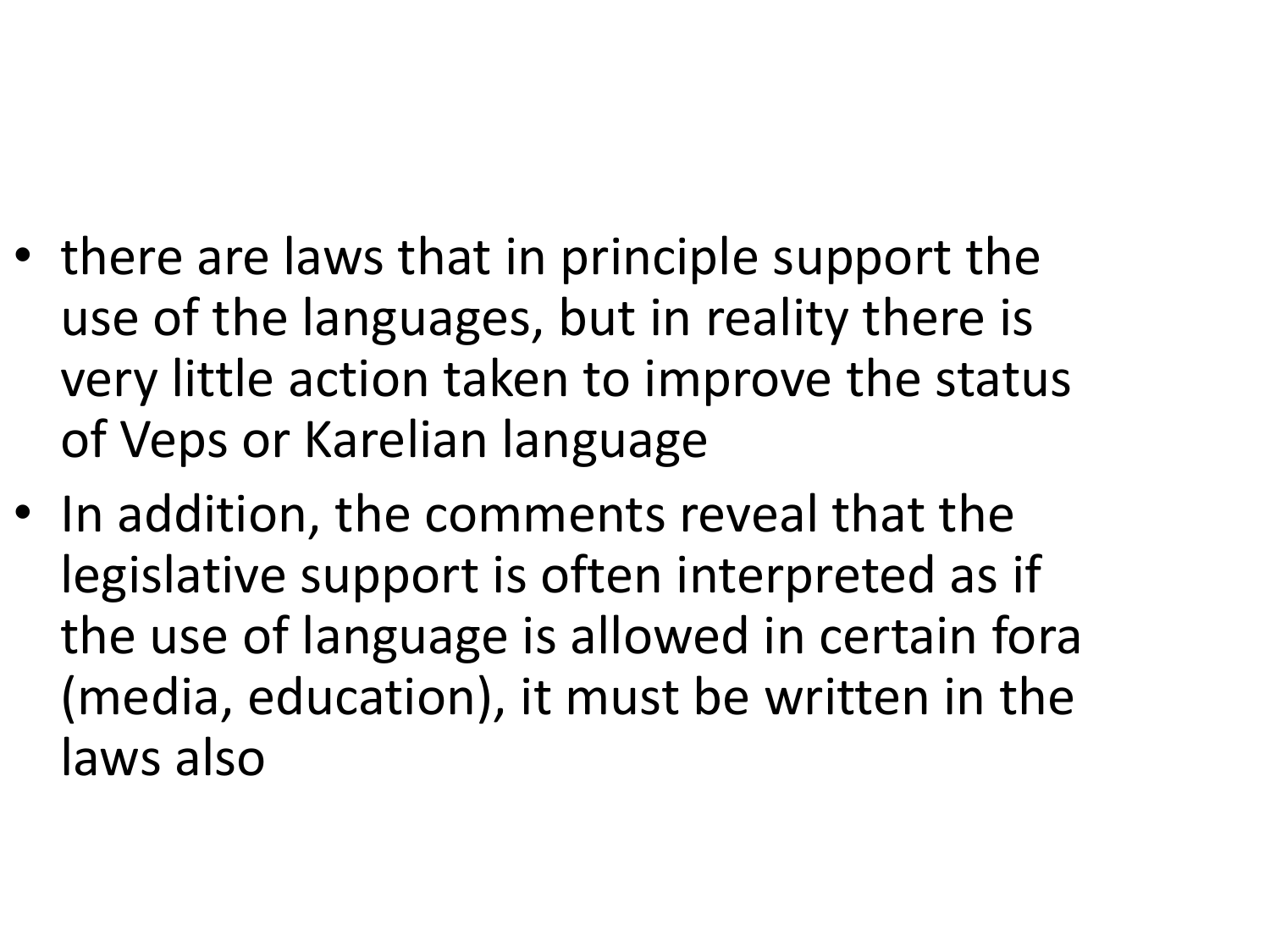- there are laws that in principle support the use of the languages, but in reality there is very little action taken to improve the status of Veps or Karelian language
- In addition, the comments reveal that the legislative support is often interpreted as if the use of language is allowed in certain fora (media, education), it must be written in the laws also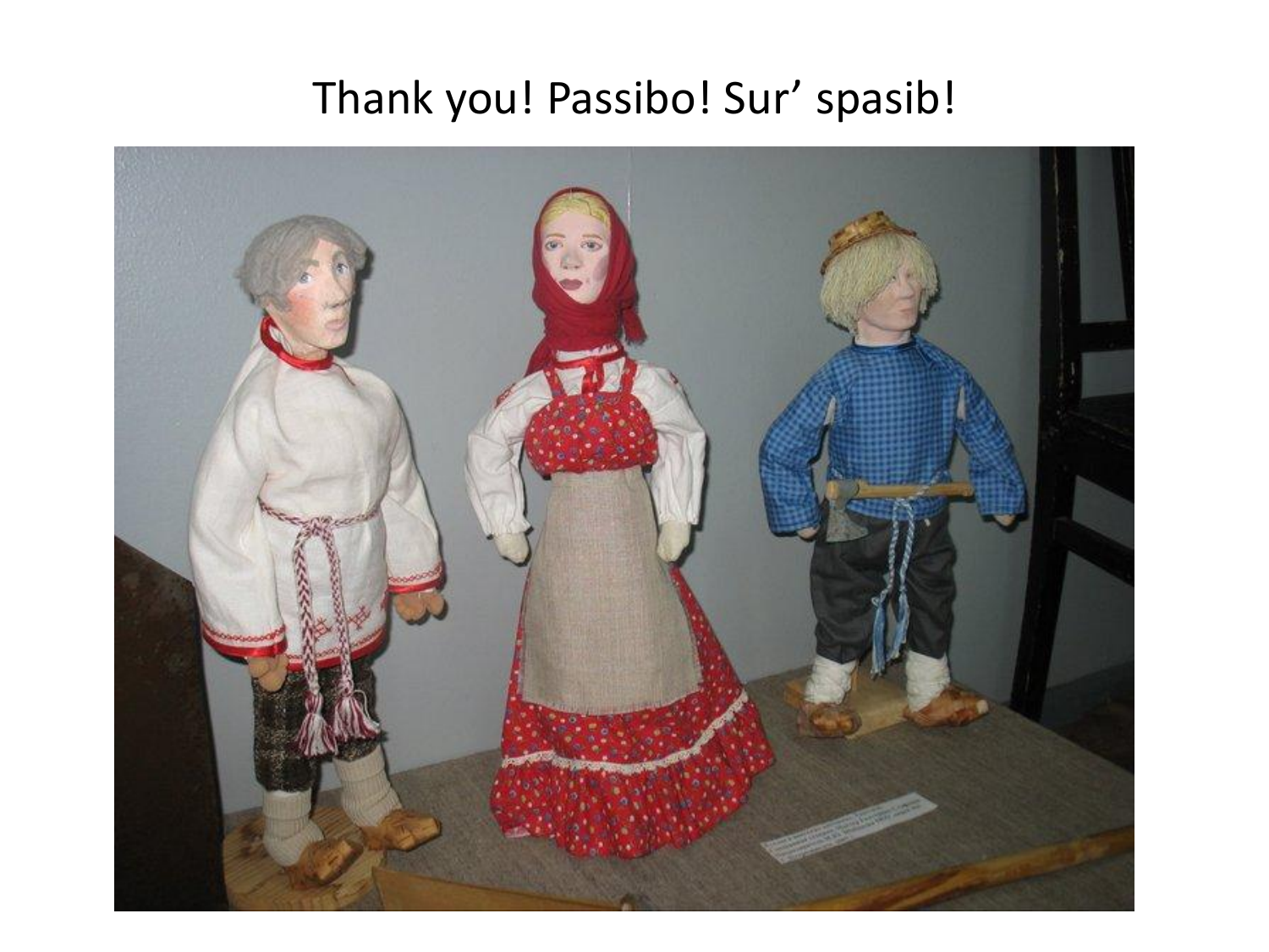# Thank you! Passibo! Sur’ spasib!